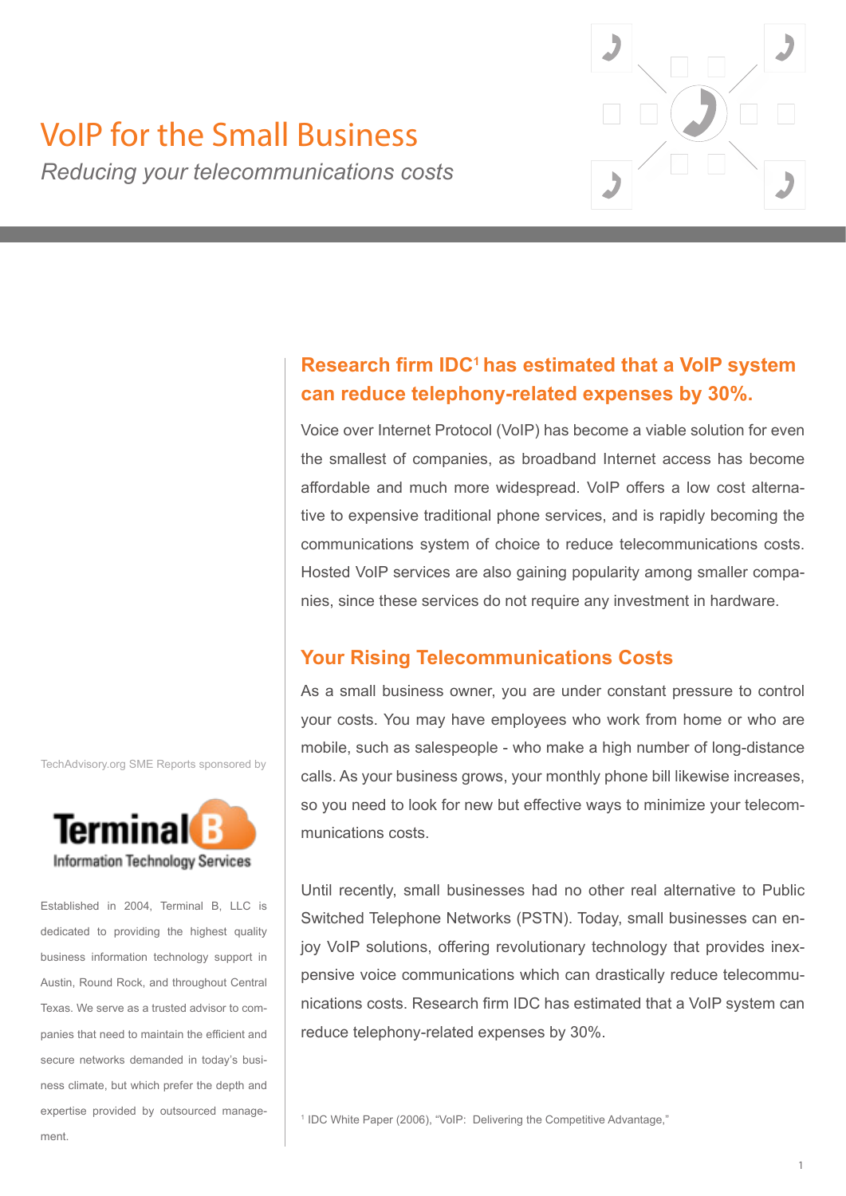# VoIP for the Small Business

*Reducing your telecommunications costs*

## Research firm IDC[1] has estimated that a VoIP system can reduce telephony-related expenses by 30%.

Voice over Internet Protocol (VoIP) has become a viable solution for even the smallest of companies, as broadband Internet access has become affordable and much more widespread. VoIP offers a low cost alternative to expensive traditional phone services, and is rapidly becoming the communications system of choice to reduce telecommunications costs. Hosted VoIP services are also gaining popularity among smaller companies, since these services do not require any investment in hardware.

## Your Rising Telecommunications Costs

As a small business owner, you are under constant pressure to control your costs. You may have employees who work from home or who are mobile, such as salespeople - who make a high number of long-distance calls. As your business grows, your monthly phone bill likewise increases, so you need to look for new but effective ways to minimize your telecommunications costs.

Until recently, small businesses had no other real alternative to Public Switched Telephone Networks (PSTN). Today, small businesses can enjoy VoIP solutions, offering revolutionary technology that provides inexpensive voice communications which can drastically reduce telecommunications costs. Research firm IDC has estimated that a VoIP system can reduce telephony-related expenses by 30%.

[1] IDC White Paper (2006), "VoIP: Delivering the Competitive Advantage,"

TechAdvisory.org SME Reports sponsored by

**Terminal B**
Information Technology Services

Established in 2004, Terminal B, LLC is dedicated to providing the highest quality business information technology support in Austin, Round Rock, and throughout Central Texas. We serve as a trusted advisor to companies that need to maintain the efficient and secure networks demanded in today's business climate, but which prefer the depth and expertise provided by outsourced management.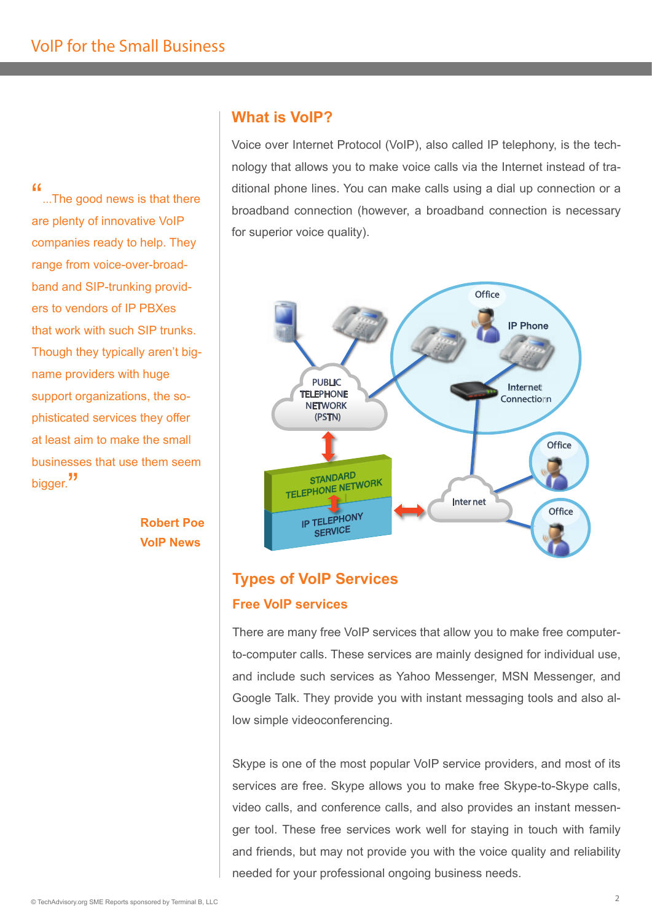> "...The good news is that there are plenty of innovative VoIP companies ready to help. They range from voice-over-broadband and SIP-trunking providers to vendors of IP PBXes that work with such SIP trunks. Though they typically aren't big-name providers with huge support organizations, the sophisticated services they offer at least aim to make the small businesses that use them seem bigger."
>
> **Robert Poe**
> **VoIP News**

## What is VoIP?

Voice over Internet Protocol (VoIP), also called IP telephony, is the technology that allows you to make voice calls via the Internet instead of traditional phone lines. You can make calls using a dial up connection or a broadband connection (however, a broadband connection is necessary for superior voice quality).

## Types of VoIP Services

### Free VoIP services

There are many free VoIP services that allow you to make free computer-to-computer calls. These services are mainly designed for individual use, and include such services as Yahoo Messenger, MSN Messenger, and Google Talk. They provide you with instant messaging tools and also allow simple videoconferencing.

Skype is one of the most popular VoIP service providers, and most of its services are free. Skype allows you to make free Skype-to-Skype calls, video calls, and conference calls, and also provides an instant messenger tool. These free services work well for staying in touch with family and friends, but may not provide you with the voice quality and reliability needed for your professional ongoing business needs.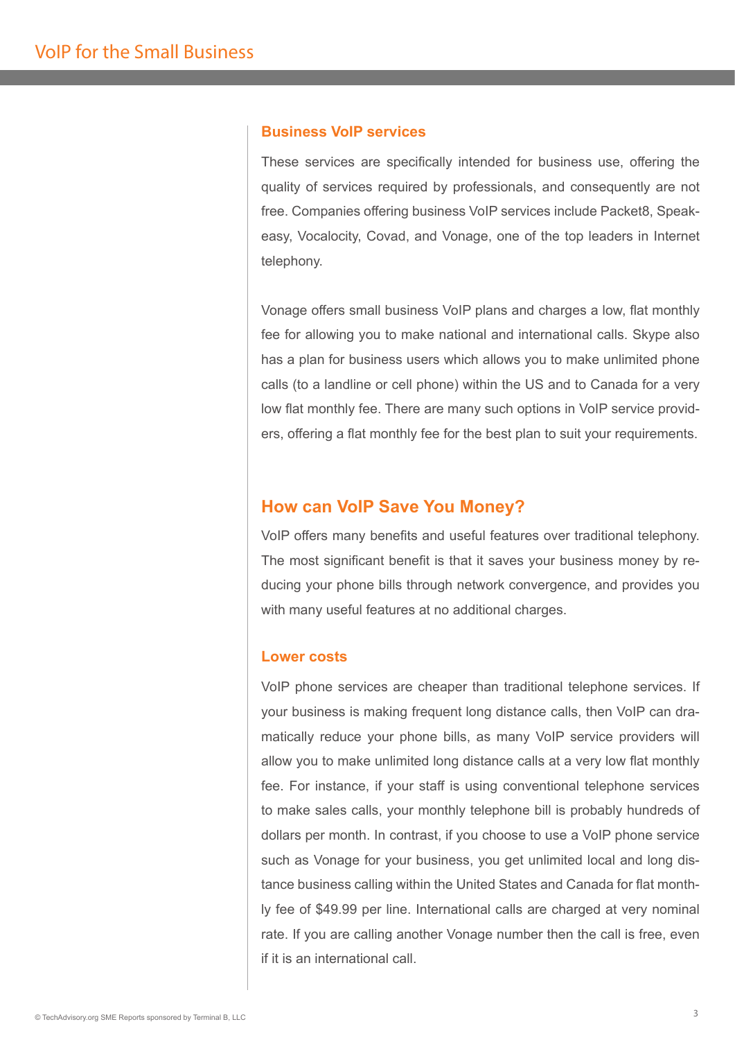### Business VoIP services

These services are specifically intended for business use, offering the quality of services required by professionals, and consequently are not free. Companies offering business VoIP services include Packet8, Speakeasy, Vocalocity, Covad, and Vonage, one of the top leaders in Internet telephony.

Vonage offers small business VoIP plans and charges a low, flat monthly fee for allowing you to make national and international calls. Skype also has a plan for business users which allows you to make unlimited phone calls (to a landline or cell phone) within the US and to Canada for a very low flat monthly fee. There are many such options in VoIP service providers, offering a flat monthly fee for the best plan to suit your requirements.

## How can VoIP Save You Money?

VoIP offers many benefits and useful features over traditional telephony. The most significant benefit is that it saves your business money by reducing your phone bills through network convergence, and provides you with many useful features at no additional charges.

### Lower costs

VoIP phone services are cheaper than traditional telephone services. If your business is making frequent long distance calls, then VoIP can dramatically reduce your phone bills, as many VoIP service providers will allow you to make unlimited long distance calls at a very low flat monthly fee. For instance, if your staff is using conventional telephone services to make sales calls, your monthly telephone bill is probably hundreds of dollars per month. In contrast, if you choose to use a VoIP phone service such as Vonage for your business, you get unlimited local and long distance business calling within the United States and Canada for flat monthly fee of $49.99 per line. International calls are charged at very nominal rate. If you are calling another Vonage number then the call is free, even if it is an international call.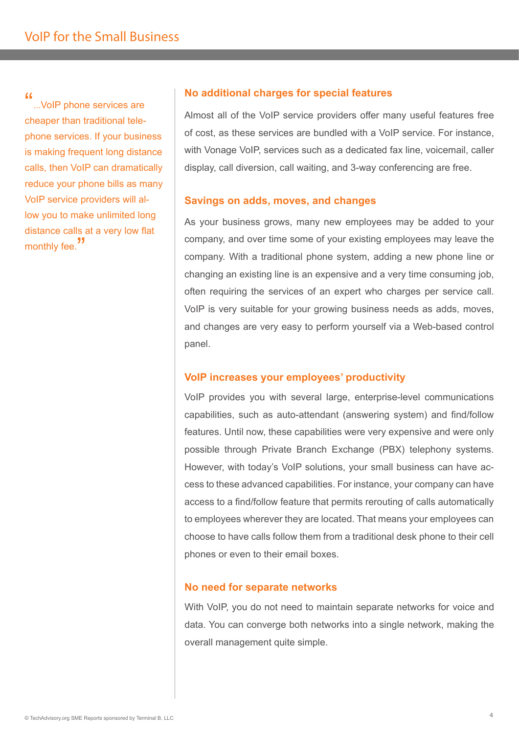> "...VoIP phone services are cheaper than traditional telephone services. If your business is making frequent long distance calls, then VoIP can dramatically reduce your phone bills as many VoIP service providers will allow you to make unlimited long distance calls at a very low flat monthly fee."

### No additional charges for special features

Almost all of the VoIP service providers offer many useful features free of cost, as these services are bundled with a VoIP service. For instance, with Vonage VoIP, services such as a dedicated fax line, voicemail, caller display, call diversion, call waiting, and 3-way conferencing are free.

### Savings on adds, moves, and changes

As your business grows, many new employees may be added to your company, and over time some of your existing employees may leave the company. With a traditional phone system, adding a new phone line or changing an existing line is an expensive and a very time consuming job, often requiring the services of an expert who charges per service call. VoIP is very suitable for your growing business needs as adds, moves, and changes are very easy to perform yourself via a Web-based control panel.

### VoIP increases your employees' productivity

VoIP provides you with several large, enterprise-level communications capabilities, such as auto-attendant (answering system) and find/follow features. Until now, these capabilities were very expensive and were only possible through Private Branch Exchange (PBX) telephony systems. However, with today's VoIP solutions, your small business can have access to these advanced capabilities. For instance, your company can have access to a find/follow feature that permits rerouting of calls automatically to employees wherever they are located. That means your employees can choose to have calls follow them from a traditional desk phone to their cell phones or even to their email boxes.

### No need for separate networks

With VoIP, you do not need to maintain separate networks for voice and data. You can converge both networks into a single network, making the overall management quite simple.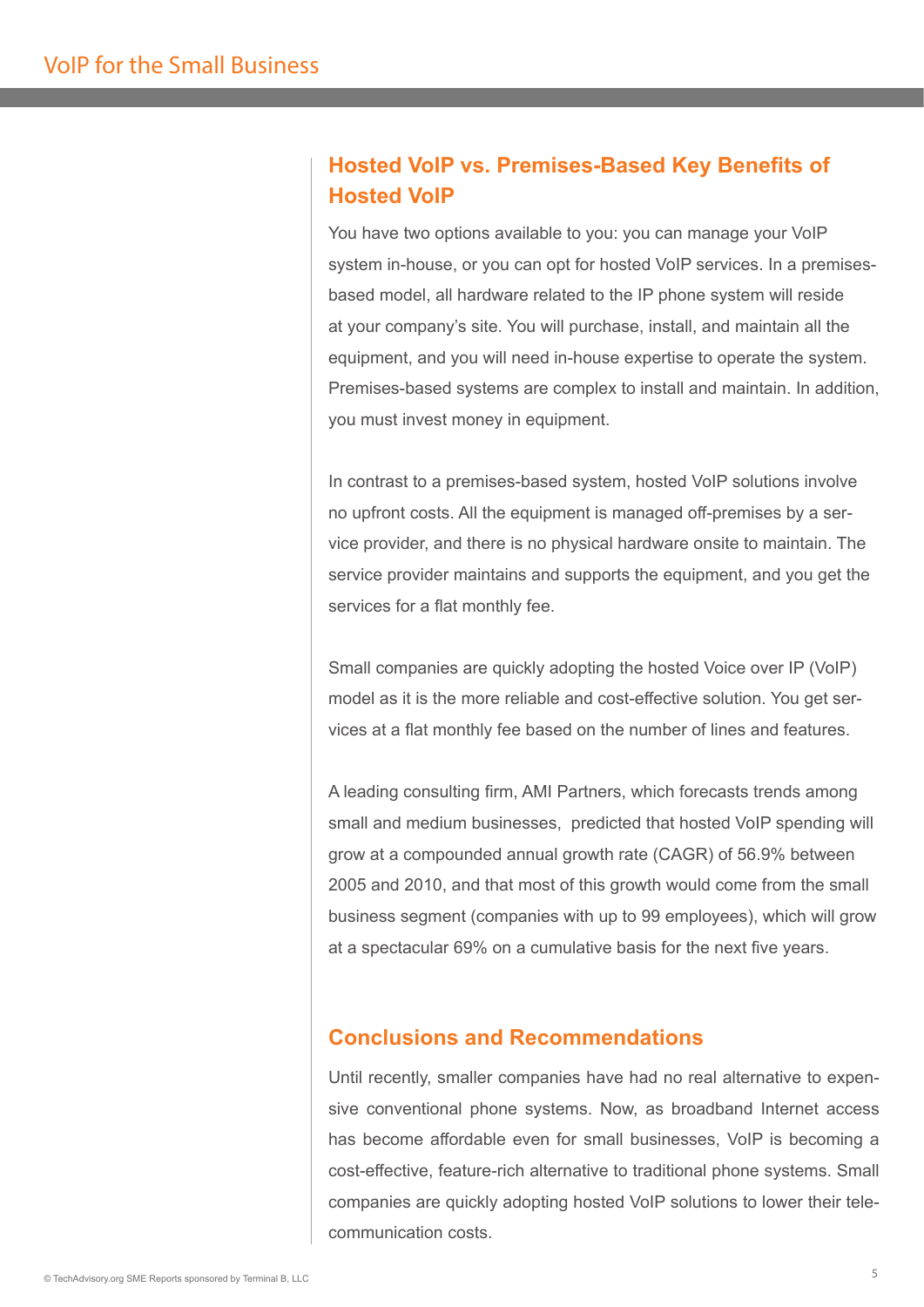## Hosted VoIP vs. Premises-Based Key Benefits of Hosted VoIP

You have two options available to you: you can manage your VoIP system in-house, or you can opt for hosted VoIP services. In a premises-based model, all hardware related to the IP phone system will reside at your company's site. You will purchase, install, and maintain all the equipment, and you will need in-house expertise to operate the system. Premises-based systems are complex to install and maintain. In addition, you must invest money in equipment.

In contrast to a premises-based system, hosted VoIP solutions involve no upfront costs. All the equipment is managed off-premises by a service provider, and there is no physical hardware onsite to maintain. The service provider maintains and supports the equipment, and you get the services for a flat monthly fee.

Small companies are quickly adopting the hosted Voice over IP (VoIP) model as it is the more reliable and cost-effective solution. You get services at a flat monthly fee based on the number of lines and features.

A leading consulting firm, AMI Partners, which forecasts trends among small and medium businesses, predicted that hosted VoIP spending will grow at a compounded annual growth rate (CAGR) of 56.9% between 2005 and 2010, and that most of this growth would come from the small business segment (companies with up to 99 employees), which will grow at a spectacular 69% on a cumulative basis for the next five years.

## Conclusions and Recommendations

Until recently, smaller companies have had no real alternative to expensive conventional phone systems. Now, as broadband Internet access has become affordable even for small businesses, VoIP is becoming a cost-effective, feature-rich alternative to traditional phone systems. Small companies are quickly adopting hosted VoIP solutions to lower their telecommunication costs.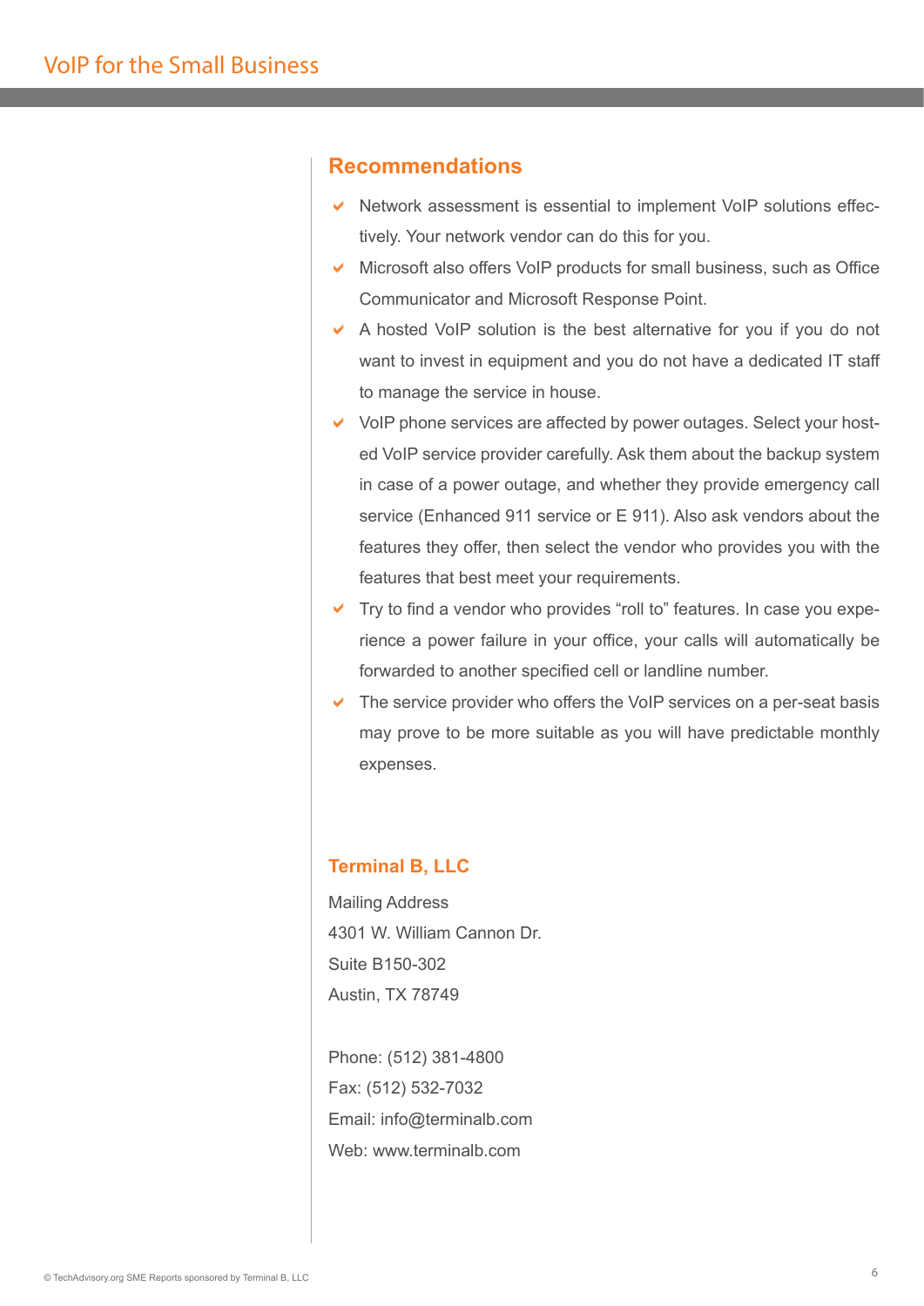## Recommendations

- Network assessment is essential to implement VoIP solutions effectively. Your network vendor can do this for you.
- Microsoft also offers VoIP products for small business, such as Office Communicator and Microsoft Response Point.
- A hosted VoIP solution is the best alternative for you if you do not want to invest in equipment and you do not have a dedicated IT staff to manage the service in house.
- VoIP phone services are affected by power outages. Select your hosted VoIP service provider carefully. Ask them about the backup system in case of a power outage, and whether they provide emergency call service (Enhanced 911 service or E 911). Also ask vendors about the features they offer, then select the vendor who provides you with the features that best meet your requirements.
- Try to find a vendor who provides "roll to" features. In case you experience a power failure in your office, your calls will automatically be forwarded to another specified cell or landline number.
- The service provider who offers the VoIP services on a per-seat basis may prove to be more suitable as you will have predictable monthly expenses.

### Terminal B, LLC

Mailing Address
4301 W. William Cannon Dr.
Suite B150-302
Austin, TX 78749

Phone: (512) 381-4800
Fax: (512) 532-7032
Email: info@terminalb.com
Web: www.terminalb.com